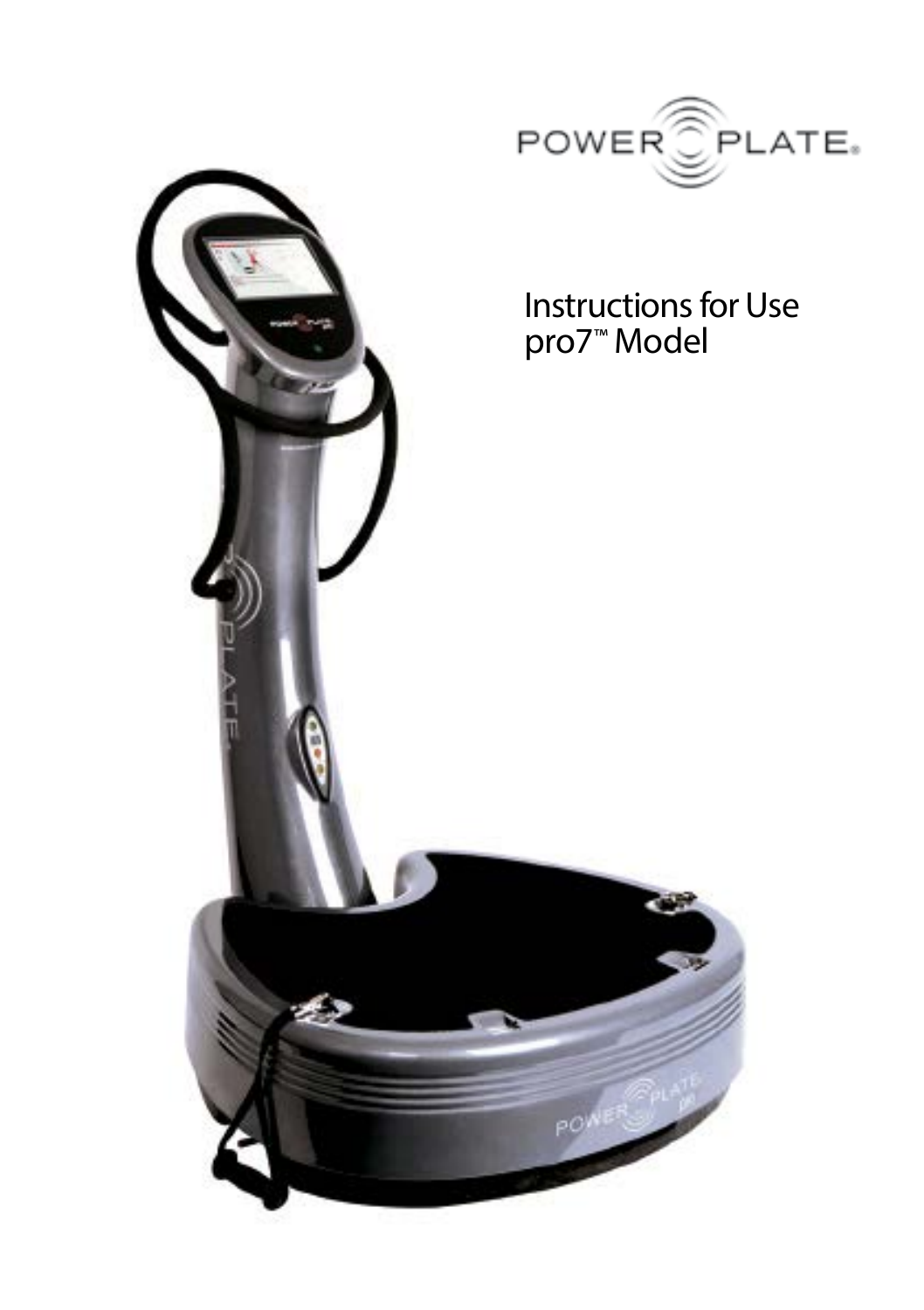POWER PLATE®

# Instructions for Use pro7™ Model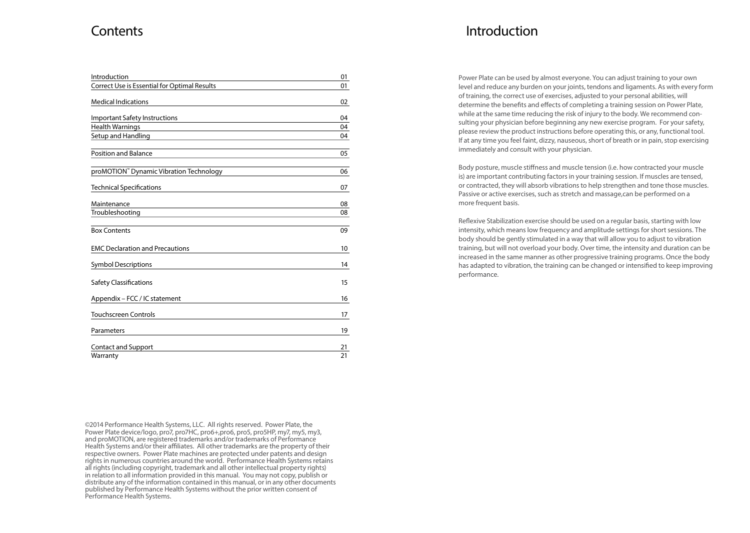# Contents

| | |
|---|---|
| Introduction | 01 |
| Correct Use is Essential for Optimal Results | 01 |
| Medical Indications | 02 |
| Important Safety Instructions | 04 |
| Health Warnings | 04 |
| Setup and Handling | 04 |
| Position and Balance | 05 |
| proMOTION™ Dynamic Vibration Technology | 06 |
| Technical Specifications | 07 |
| Maintenance | 08 |
| Troubleshooting | 08 |
| Box Contents | 09 |
| EMC Declaration and Precautions | 10 |
| Symbol Descriptions | 14 |
| Safety Classifications | 15 |
| Appendix – FCC / IC statement | 16 |
| Touchscreen Controls | 17 |
| Parameters | 19 |
| Contact and Support | 21 |
| Warranty | 21 |

©2014 Performance Health Systems, LLC. All rights reserved. Power Plate, the Power Plate device/logo, pro7, pro7HC, pro6+,pro6, pro5, pro5HP, my7, my5, my3, and proMOTION, are registered trademarks and/or trademarks of Performance Health Systems and/or their affiliates. All other trademarks are the property of their respective owners. Power Plate machines are protected under patents and design rights in numerous countries around the world. Performance Health Systems retains all rights (including copyright, trademark and all other intellectual property rights) in relation to all information provided in this manual. You may not copy, publish or distribute any of the information contained in this manual, or in any other documents published by Performance Health Systems without the prior written consent of Performance Health Systems.

# Introduction

Power Plate can be used by almost everyone. You can adjust training to your own level and reduce any burden on your joints, tendons and ligaments. As with every form of training, the correct use of exercises, adjusted to your personal abilities, will determine the benefits and effects of completing a training session on Power Plate, while at the same time reducing the risk of injury to the body. We recommend consulting your physician before beginning any new exercise program. For your safety, please review the product instructions before operating this, or any, functional tool. If at any time you feel faint, dizzy, nauseous, short of breath or in pain, stop exercising immediately and consult with your physician.

Body posture, muscle stiffness and muscle tension (i.e. how contracted your muscle is) are important contributing factors in your training session. If muscles are tensed, or contracted, they will absorb vibrations to help strengthen and tone those muscles. Passive or active exercises, such as stretch and massage,can be performed on a more frequent basis.

Reflexive Stabilization exercise should be used on a regular basis, starting with low intensity, which means low frequency and amplitude settings for short sessions. The body should be gently stimulated in a way that will allow you to adjust to vibration training, but will not overload your body. Over time, the intensity and duration can be increased in the same manner as other progressive training programs. Once the body has adapted to vibration, the training can be changed or intensified to keep improving performance.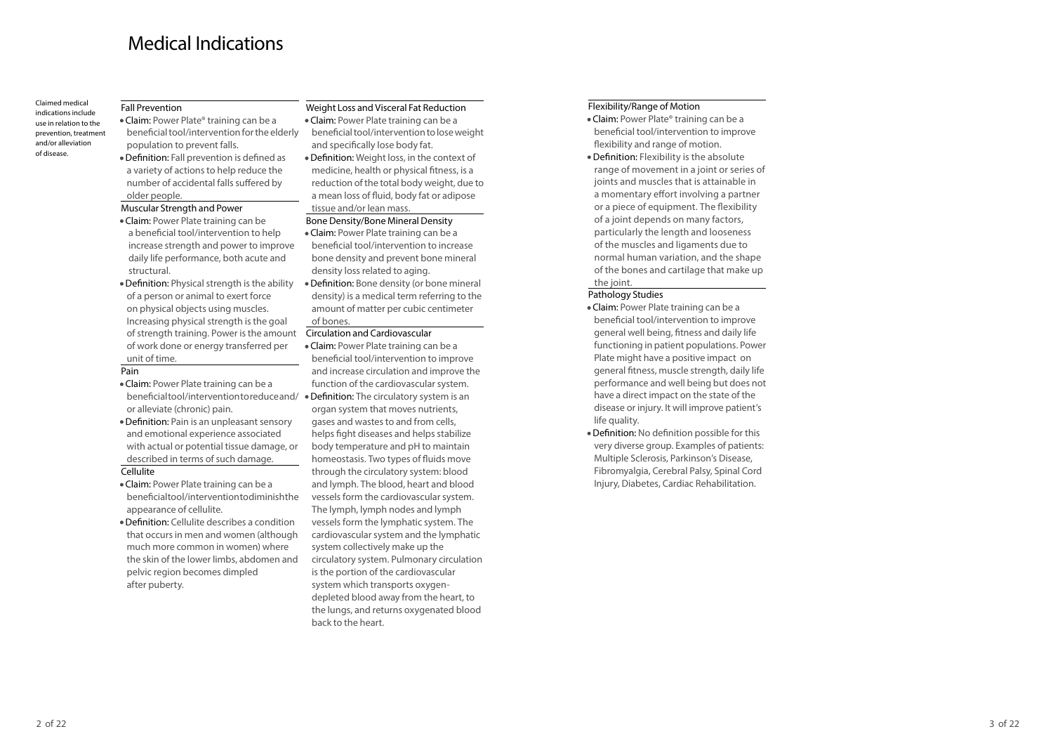# Medical Indications

Claimed medical indications include use in relation to the prevention, treatment and/or alleviation of disease.

### Fall Prevention

- **Claim:** Power Plate® training can be a beneficial tool/intervention for the elderly population to prevent falls.
- **Definition:** Fall prevention is defined as a variety of actions to help reduce the number of accidental falls suffered by older people.

### Muscular Strength and Power

- **Claim:** Power Plate training can be a beneficial tool/intervention to help increase strength and power to improve daily life performance, both acute and structural.
- **Definition:** Physical strength is the ability of a person or animal to exert force on physical objects using muscles. Increasing physical strength is the goal of strength training. Power is the amount of work done or energy transferred per unit of time.

### Pain

- **Claim:** Power Plate training can be a beneficial tool/intervention to reduce and/or alleviate (chronic) pain.
- **Definition:** Pain is an unpleasant sensory and emotional experience associated with actual or potential tissue damage, or described in terms of such damage.

### Cellulite

- **Claim:** Power Plate training can be a beneficial tool/intervention to diminish the appearance of cellulite.
- **Definition:** Cellulite describes a condition that occurs in men and women (although much more common in women) where the skin of the lower limbs, abdomen and pelvic region becomes dimpled after puberty.

### Weight Loss and Visceral Fat Reduction

- **Claim:** Power Plate training can be a beneficial tool/intervention to lose weight and specifically lose body fat.
- **Definition:** Weight loss, in the context of medicine, health or physical fitness, is a reduction of the total body weight, due to a mean loss of fluid, body fat or adipose tissue and/or lean mass.

### Bone Density/Bone Mineral Density

- **Claim:** Power Plate training can be a beneficial tool/intervention to increase bone density and prevent bone mineral density loss related to aging.
- **Definition:** Bone density (or bone mineral density) is a medical term referring to the amount of matter per cubic centimeter of bones.

### Circulation and Cardiovascular

- **Claim:** Power Plate training can be a beneficial tool/intervention to improve and increase circulation and improve the function of the cardiovascular system.
- **Definition:** The circulatory system is an organ system that moves nutrients, gases and wastes to and from cells, helps fight diseases and helps stabilize body temperature and pH to maintain homeostasis. Two types of fluids move through the circulatory system: blood and lymph. The blood, heart and blood vessels form the cardiovascular system. The lymph, lymph nodes and lymph vessels form the lymphatic system. The cardiovascular system and the lymphatic system collectively make up the circulatory system. Pulmonary circulation is the portion of the cardiovascular system which transports oxygen-depleted blood away from the heart, to the lungs, and returns oxygenated blood back to the heart.

### Flexibility/Range of Motion

- **Claim:** Power Plate® training can be a beneficial tool/intervention to improve flexibility and range of motion.
- **Definition:** Flexibility is the absolute range of movement in a joint or series of joints and muscles that is attainable in a momentary effort involving a partner or a piece of equipment. The flexibility of a joint depends on many factors, particularly the length and looseness of the muscles and ligaments due to normal human variation, and the shape of the bones and cartilage that make up the joint.

### Pathology Studies

- **Claim:** Power Plate training can be a beneficial tool/intervention to improve general well being, fitness and daily life functioning in patient populations. Power Plate might have a positive impact on general fitness, muscle strength, daily life performance and well being but does not have a direct impact on the state of the disease or injury. It will improve patient's life quality.
- **Definition:** No definition possible for this very diverse group. Examples of patients: Multiple Sclerosis, Parkinson's Disease, Fibromyalgia, Cerebral Palsy, Spinal Cord Injury, Diabetes, Cardiac Rehabilitation.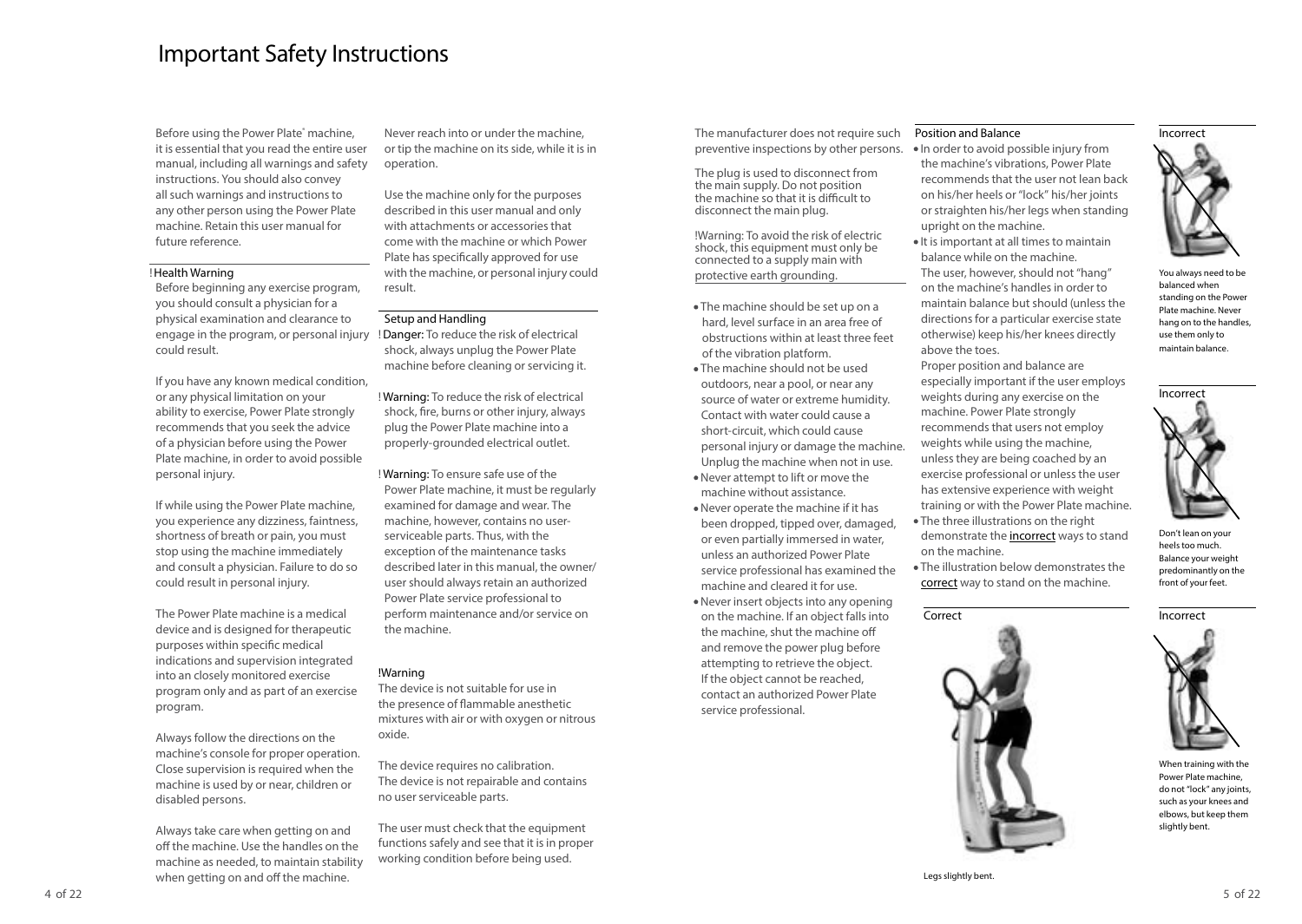# Important Safety Instructions

Before using the Power Plate® machine, it is essential that you read the entire user manual, including all warnings and safety instructions. You should also convey all such warnings and instructions to any other person using the Power Plate machine. Retain this user manual for future reference.

## ! Health Warning

Before beginning any exercise program, you should consult a physician for a physical examination and clearance to engage in the program, or personal injury could result.

If you have any known medical condition, or any physical limitation on your ability to exercise, Power Plate strongly recommends that you seek the advice of a physician before using the Power Plate machine, in order to avoid possible personal injury.

If while using the Power Plate machine, you experience any dizziness, faintness, shortness of breath or pain, you must stop using the machine immediately and consult a physician. Failure to do so could result in personal injury.

The Power Plate machine is a medical device and is designed for therapeutic purposes within specific medical indications and supervision integrated into an closely monitored exercise program only and as part of an exercise program.

Always follow the directions on the machine's console for proper operation. Close supervision is required when the machine is used by or near, children or disabled persons.

Always take care when getting on and off the machine. Use the handles on the machine as needed, to maintain stability when getting on and off the machine.

Never reach into or under the machine, or tip the machine on its side, while it is in operation.

Use the machine only for the purposes described in this user manual and only with attachments or accessories that come with the machine or which Power Plate has specifically approved for use with the machine, or personal injury could result.

## Setup and Handling

! **Danger:** To reduce the risk of electrical shock, always unplug the Power Plate machine before cleaning or servicing it.

! **Warning:** To reduce the risk of electrical shock, fire, burns or other injury, always plug the Power Plate machine into a properly-grounded electrical outlet.

! **Warning:** To ensure safe use of the Power Plate machine, it must be regularly examined for damage and wear. The machine, however, contains no user-serviceable parts. Thus, with the exception of the maintenance tasks described later in this manual, the owner/user should always retain an authorized Power Plate service professional to perform maintenance and/or service on the machine.

!Warning

The device is not suitable for use in the presence of flammable anesthetic mixtures with air or with oxygen or nitrous oxide.

The device requires no calibration. The device is not repairable and contains no user serviceable parts.

The user must check that the equipment functions safely and see that it is in proper working condition before being used.

The manufacturer does not require such preventive inspections by other persons.

The plug is used to disconnect from the main supply. Do not position the machine so that it is difficult to disconnect the main plug.

!Warning: To avoid the risk of electric shock, this equipment must only be connected to a supply main with protective earth grounding.

- The machine should be set up on a hard, level surface in an area free of obstructions within at least three feet of the vibration platform.
- The machine should not be used outdoors, near a pool, or near any source of water or extreme humidity. Contact with water could cause a short-circuit, which could cause personal injury or damage the machine. Unplug the machine when not in use.
- Never attempt to lift or move the machine without assistance.
- Never operate the machine if it has been dropped, tipped over, damaged, or even partially immersed in water, unless an authorized Power Plate service professional has examined the machine and cleared it for use.
- Never insert objects into any opening on the machine. If an object falls into the machine, shut the machine off and remove the power plug before attempting to retrieve the object. If the object cannot be reached, contact an authorized Power Plate service professional.

## Position and Balance

- In order to avoid possible injury from the machine's vibrations, Power Plate recommends that the user not lean back on his/her heels or "lock" his/her joints or straighten his/her legs when standing upright on the machine.
- It is important at all times to maintain balance while on the machine. The user, however, should not "hang" on the machine's handles in order to maintain balance but should (unless the directions for a particular exercise state otherwise) keep his/her knees directly above the toes. Proper position and balance are especially important if the user employs weights during any exercise on the machine. Power Plate strongly recommends that users not employ weights while using the machine, unless they are being coached by an exercise professional or unless the user has extensive experience with weight training or with the Power Plate machine.
- The three illustrations on the right demonstrate the incorrect ways to stand on the machine.
- The illustration below demonstrates the correct way to stand on the machine.

Correct

Legs slightly bent.

Incorrect

You always need to be balanced when standing on the Power Plate machine. Never hang on to the handles, use them only to maintain balance.

Incorrect

Don't lean on your heels too much. Balance your weight predominantly on the front of your feet.

Incorrect

When training with the Power Plate machine, do not "lock" any joints, such as your knees and elbows, but keep them slightly bent.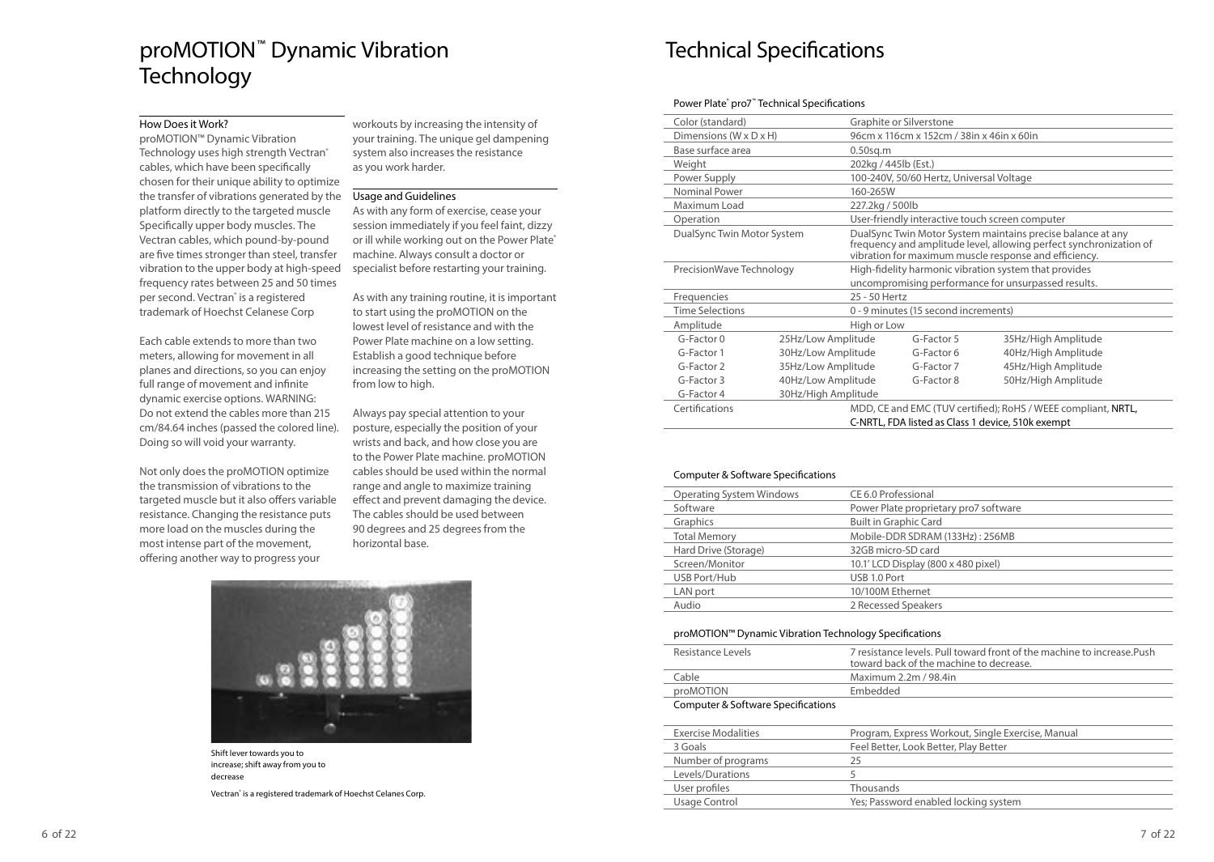# proMOTION™ Dynamic Vibration Technology

## How Does it Work?

proMOTION™ Dynamic Vibration Technology uses high strength Vectran® cables, which have been specifically chosen for their unique ability to optimize the transfer of vibrations generated by the platform directly to the targeted muscle Specifically upper body muscles. The Vectran cables, which pound-by-pound are five times stronger than steel, transfer vibration to the upper body at high-speed frequency rates between 25 and 50 times per second. Vectran® is a registered trademark of Hoechst Celanese Corp

Each cable extends to more than two meters, allowing for movement in all planes and directions, so you can enjoy full range of movement and infinite dynamic exercise options. WARNING: Do not extend the cables more than 215 cm/84.64 inches (passed the colored line). Doing so will void your warranty.

Not only does the proMOTION optimize the transmission of vibrations to the targeted muscle but it also offers variable resistance. Changing the resistance puts more load on the muscles during the most intense part of the movement, offering another way to progress your workouts by increasing the intensity of your training. The unique gel dampening system also increases the resistance as you work harder.

## Usage and Guidelines

As with any form of exercise, cease your session immediately if you feel faint, dizzy or ill while working out on the Power Plate® machine. Always consult a doctor or specialist before restarting your training.

As with any training routine, it is important to start using the proMOTION on the lowest level of resistance and with the Power Plate machine on a low setting. Establish a good technique before increasing the setting on the proMOTION from low to high.

Always pay special attention to your posture, especially the position of your wrists and back, and how close you are to the Power Plate machine. proMOTION cables should be used within the normal range and angle to maximize training effect and prevent damaging the device. The cables should be used between 90 degrees and 25 degrees from the horizontal base.

Shift lever towards you to increase; shift away from you to decrease

Vectran® is a registered trademark of Hoechst Celanes Corp.

# Technical Specifications

### Power Plate® pro7™ Technical Specifications

| | | | |
|---|---|---|---|
| Color (standard) | Graphite or Silverstone | | |
| Dimensions (W x D x H) | 96cm x 116cm x 152cm / 38in x 46in x 60in | | |
| Base surface area | 0.50sq.m | | |
| Weight | 202kg / 445lb (Est.) | | |
| Power Supply | 100-240V, 50/60 Hertz, Universal Voltage | | |
| Nominal Power | 160-265W | | |
| Maximum Load | 227.2kg / 500lb | | |
| Operation | User-friendly interactive touch screen computer | | |
| DualSync Twin Motor System | DualSync Twin Motor System maintains precise balance at any frequency and amplitude level, allowing perfect synchronization of vibration for maximum muscle response and efficiency. | | |
| PrecisionWave Technology | High-fidelity harmonic vibration system that provides uncompromising performance for unsurpassed results. | | |
| Frequencies | 25 - 50 Hertz | | |
| Time Selections | 0 - 9 minutes (15 second increments) | | |
| Amplitude | High or Low | | |
| G-Factor 0 | 25Hz/Low Amplitude | G-Factor 5 | 35Hz/High Amplitude |
| G-Factor 1 | 30Hz/Low Amplitude | G-Factor 6 | 40Hz/High Amplitude |
| G-Factor 2 | 35Hz/Low Amplitude | G-Factor 7 | 45Hz/High Amplitude |
| G-Factor 3 | 40Hz/Low Amplitude | G-Factor 8 | 50Hz/High Amplitude |
| G-Factor 4 | 30Hz/High Amplitude | | |
| Certifications | MDD, CE and EMC (TUV certified); RoHS / WEEE compliant, NRTL, C-NRTL, FDA listed as Class 1 device, 510k exempt | | |

### Computer & Software Specifications

| | |
|---|---|
| Operating System Windows | CE 6.0 Professional |
| Software | Power Plate proprietary pro7 software |
| Graphics | Built in Graphic Card |
| Total Memory | Mobile-DDR SDRAM (133Hz) : 256MB |
| Hard Drive (Storage) | 32GB micro-SD card |
| Screen/Monitor | 10.1' LCD Display (800 x 480 pixel) |
| USB Port/Hub | USB 1.0 Port |
| LAN port | 10/100M Ethernet |
| Audio | 2 Recessed Speakers |

### proMOTION™ Dynamic Vibration Technology Specifications

| | |
|---|---|
| Resistance Levels | 7 resistance levels. Pull toward front of the machine to increase.Push toward back of the machine to decrease. |
| Cable | Maximum 2.2m / 98.4in |
| proMOTION | Embedded |

### Computer & Software Specifications

| | |
|---|---|
| Exercise Modalities | Program, Express Workout, Single Exercise, Manual |
| 3 Goals | Feel Better, Look Better, Play Better |
| Number of programs | 25 |
| Levels/Durations | 5 |
| User profiles | Thousands |
| Usage Control | Yes; Password enabled locking system |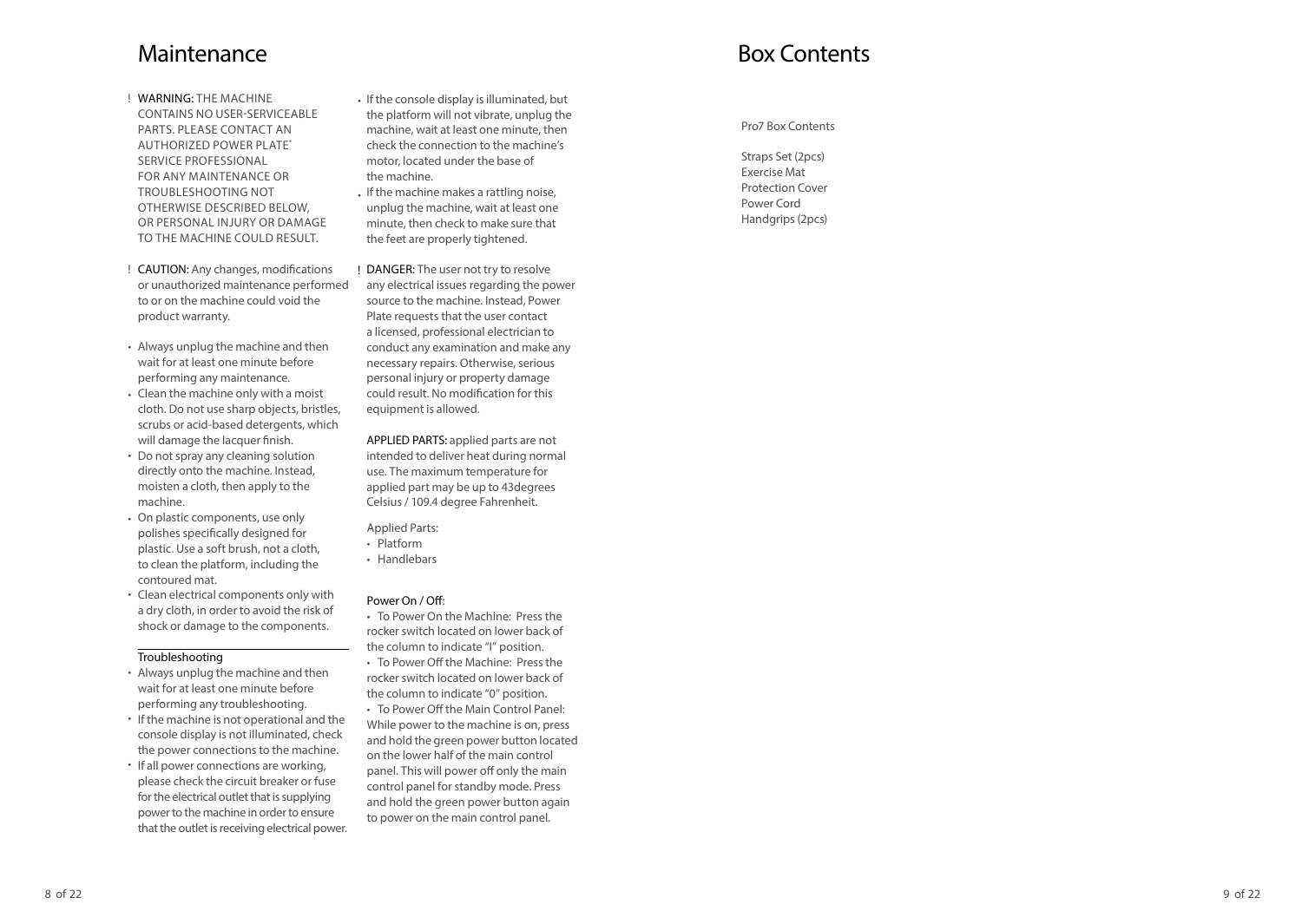# Maintenance

! **WARNING:** THE MACHINE CONTAINS NO USER-SERVICEABLE PARTS. PLEASE CONTACT AN AUTHORIZED POWER PLATE® SERVICE PROFESSIONAL FOR ANY MAINTENANCE OR TROUBLESHOOTING NOT OTHERWISE DESCRIBED BELOW, OR PERSONAL INJURY OR DAMAGE TO THE MACHINE COULD RESULT.

! **CAUTION:** Any changes, modifications or unauthorized maintenance performed to or on the machine could void the product warranty.

- Always unplug the machine and then wait for at least one minute before performing any maintenance.
- Clean the machine only with a moist cloth. Do not use sharp objects, bristles, scrubs or acid-based detergents, which will damage the lacquer finish.
- Do not spray any cleaning solution directly onto the machine. Instead, moisten a cloth, then apply to the machine.
- On plastic components, use only polishes specifically designed for plastic. Use a soft brush, not a cloth, to clean the platform, including the contoured mat.
- Clean electrical components only with a dry cloth, in order to avoid the risk of shock or damage to the components.

## Troubleshooting

- Always unplug the machine and then wait for at least one minute before performing any troubleshooting.
- If the machine is not operational and the console display is not illuminated, check the power connections to the machine.
- If all power connections are working, please check the circuit breaker or fuse for the electrical outlet that is supplying power to the machine in order to ensure that the outlet is receiving electrical power.
- If the console display is illuminated, but the platform will not vibrate, unplug the machine, wait at least one minute, then check the connection to the machine's motor, located under the base of the machine.
- If the machine makes a rattling noise, unplug the machine, wait at least one minute, then check to make sure that the feet are properly tightened.

! **DANGER:** The user not try to resolve any electrical issues regarding the power source to the machine. Instead, Power Plate requests that the user contact a licensed, professional electrician to conduct any examination and make any necessary repairs. Otherwise, serious personal injury or property damage could result. No modification for this equipment is allowed.

**APPLIED PARTS:** applied parts are not intended to deliver heat during normal use. The maximum temperature for applied part may be up to 43degrees Celsius / 109.4 degree Fahrenheit.

Applied Parts:

- Platform
- Handlebars

Power On / Off:

- To Power On the Machine: Press the rocker switch located on lower back of the column to indicate "I" position.
- To Power Off the Machine: Press the rocker switch located on lower back of the column to indicate "0" position.
- To Power Off the Main Control Panel: While power to the machine is on, press and hold the green power button located on the lower half of the main control panel. This will power off only the main control panel for standby mode. Press and hold the green power button again to power on the main control panel.

# Box Contents

Pro7 Box Contents

Straps Set (2pcs)
Exercise Mat
Protection Cover
Power Cord
Handgrips (2pcs)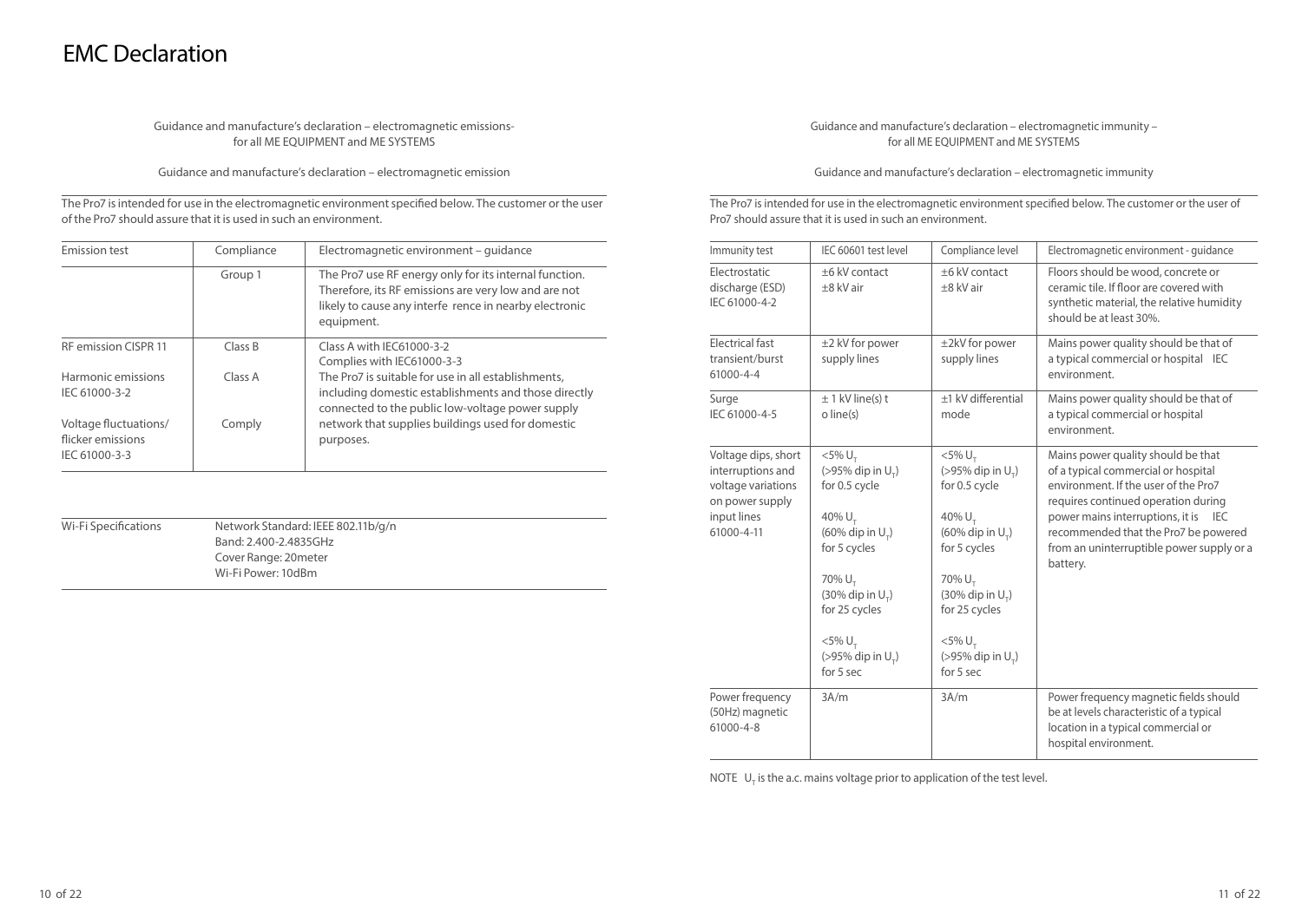# EMC Declaration

Guidance and manufacture's declaration – electromagnetic emissions- for all ME EQUIPMENT and ME SYSTEMS

Guidance and manufacture's declaration – electromagnetic emission

The Pro7 is intended for use in the electromagnetic environment specified below. The customer or the user of the Pro7 should assure that it is used in such an environment.

| Emission test | Compliance | Electromagnetic environment – guidance |
| --- | --- | --- |
| | Group 1 | The Pro7 use RF energy only for its internal function. Therefore, its RF emissions are very low and are not likely to cause any interfe rence in nearby electronic equipment. |
| RF emission CISPR 11 | Class B | Class A with IEC61000-3-2<br>Complies with IEC61000-3-3 |
| Harmonic emissions IEC 61000-3-2 | Class A | The Pro7 is suitable for use in all establishments, including domestic establishments and those directly connected to the public low-voltage power supply network that supplies buildings used for domestic purposes. |
| Voltage fluctuations/ flicker emissions IEC 61000-3-3 | Comply | |

| Wi-Fi Specifications | Network Standard: IEEE 802.11b/g/n<br>Band: 2.400-2.4835GHz<br>Cover Range: 20meter<br>Wi-Fi Power: 10dBm |
| --- | --- |

Guidance and manufacture's declaration – electromagnetic immunity – for all ME EQUIPMENT and ME SYSTEMS

Guidance and manufacture's declaration – electromagnetic immunity

The Pro7 is intended for use in the electromagnetic environment specified below. The customer or the user of Pro7 should assure that it is used in such an environment.

| Immunity test | IEC 60601 test level | Compliance level | Electromagnetic environment - guidance |
| --- | --- | --- | --- |
| Electrostatic discharge (ESD) IEC 61000-4-2 | ±6 kV contact<br>±8 kV air | ±6 kV contact<br>±8 kV air | Floors should be wood, concrete or ceramic tile. If floor are covered with synthetic material, the relative humidity should be at least 30%. |
| Electrical fast transient/burst 61000-4-4 | ±2 kV for power supply lines | ±2kV for power supply lines | Mains power quality should be that of a typical commercial or hospital IEC environment. |
| Surge IEC 61000-4-5 | ± 1 kV line(s) t o line(s) | ±1 kV differential mode | Mains power quality should be that of a typical commercial or hospital environment. |
| Voltage dips, short interruptions and voltage variations on power supply input lines 61000-4-11 | <5% $U_T$ (>95% dip in $U_T$) for 0.5 cycle<br><br>40% $U_T$ (60% dip in $U_T$) for 5 cycles<br><br>70% $U_T$ (30% dip in $U_T$) for 25 cycles<br><br><5% $U_T$ (>95% dip in $U_T$) for 5 sec | <5% $U_T$ (>95% dip in $U_T$) for 0.5 cycle<br><br>40% $U_T$ (60% dip in $U_T$) for 5 cycles<br><br>70% $U_T$ (30% dip in $U_T$) for 25 cycles<br><br><5% $U_T$ (>95% dip in $U_T$) for 5 sec | Mains power quality should be that of a typical commercial or hospital environment. If the user of the Pro7 requires continued operation during power mains interruptions, it is IEC recommended that the Pro7 be powered from an uninterruptible power supply or a battery. |
| Power frequency (50Hz) magnetic 61000-4-8 | 3A/m | 3A/m | Power frequency magnetic fields should be at levels characteristic of a typical location in a typical commercial or hospital environment. |

NOTE $U_T$ is the a.c. mains voltage prior to application of the test level.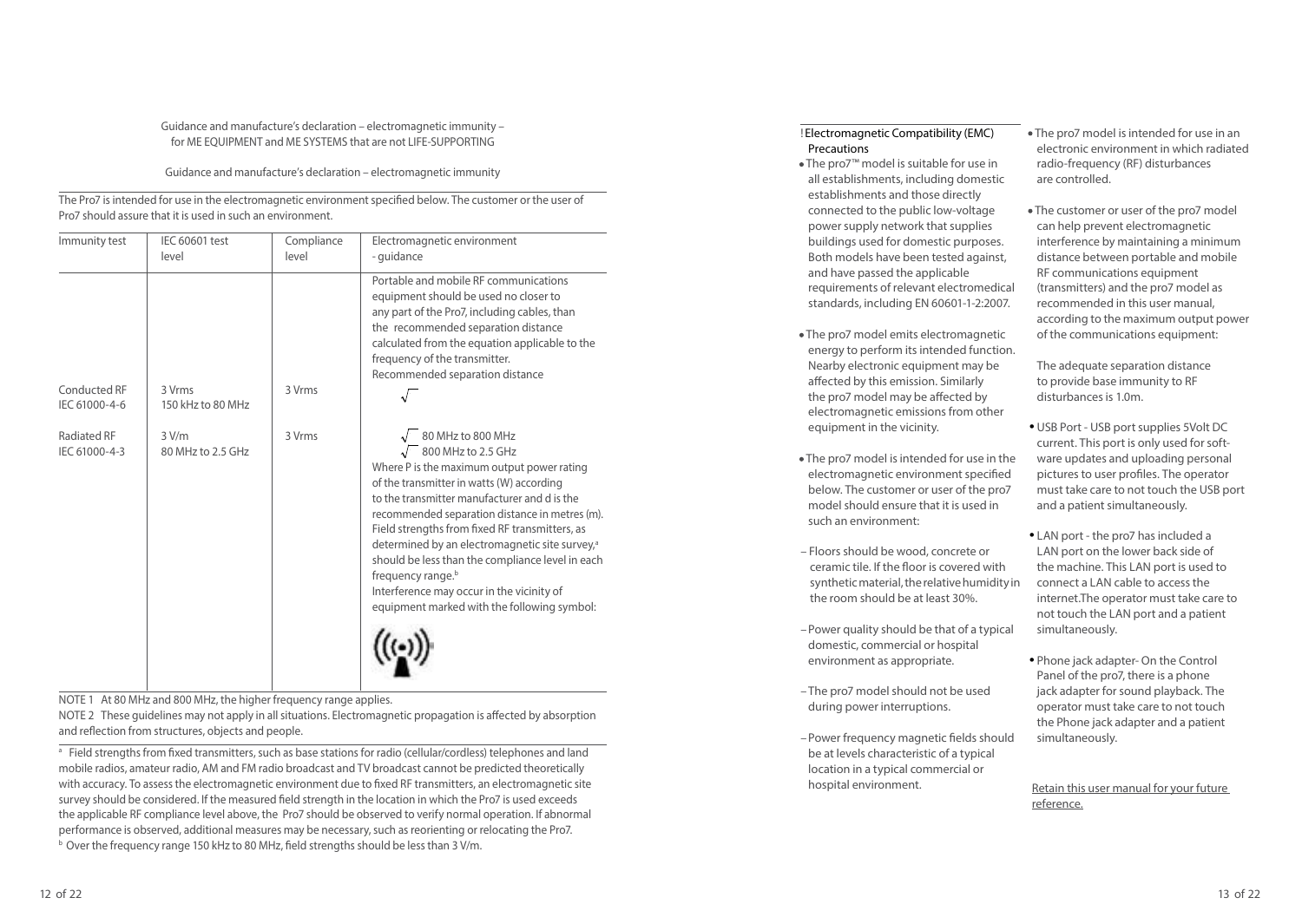Guidance and manufacture's declaration – electromagnetic immunity – for ME EQUIPMENT and ME SYSTEMS that are not LIFE-SUPPORTING

Guidance and manufacture's declaration – electromagnetic immunity

The Pro7 is intended for use in the electromagnetic environment specified below. The customer or the user of Pro7 should assure that it is used in such an environment.

| Immunity test | IEC 60601 test level | Compliance level | Electromagnetic environment - guidance |
|---|---|---|---|
| | | | Portable and mobile RF communications equipment should be used no closer to any part of the Pro7, including cables, than the recommended separation distance calculated from the equation applicable to the frequency of the transmitter. Recommended separation distance |
| Conducted RF IEC 61000-4-6 | 3 Vrms 150 kHz to 80 MHz | 3 Vrms | $\sqrt{\ }$ |
| Radiated RF IEC 61000-4-3 | 3 V/m 80 MHz to 2.5 GHz | 3 Vrms | $\sqrt{\ }$ 80 MHz to 800 MHz<br>$\sqrt{\ }$ 800 MHz to 2.5 GHz<br>Where P is the maximum output power rating of the transmitter in watts (W) according to the transmitter manufacturer and d is the recommended separation distance in metres (m). Field strengths from fixed RF transmitters, as determined by an electromagnetic site survey,[a] should be less than the compliance level in each frequency range.[b]<br>Interference may occur in the vicinity of equipment marked with the following symbol: |

NOTE 1 At 80 MHz and 800 MHz, the higher frequency range applies.
NOTE 2 These guidelines may not apply in all situations. Electromagnetic propagation is affected by absorption and reflection from structures, objects and people.

[a] Field strengths from fixed transmitters, such as base stations for radio (cellular/cordless) telephones and land mobile radios, amateur radio, AM and FM radio broadcast and TV broadcast cannot be predicted theoretically with accuracy. To assess the electromagnetic environment due to fixed RF transmitters, an electromagnetic site survey should be considered. If the measured field strength in the location in which the Pro7 is used exceeds the applicable RF compliance level above, the Pro7 should be observed to verify normal operation. If abnormal performance is observed, additional measures may be necessary, such as reorienting or relocating the Pro7.
[b] Over the frequency range 150 kHz to 80 MHz, field strengths should be less than 3 V/m.

## ! Electromagnetic Compatibility (EMC) Precautions

- The pro7™ model is suitable for use in all establishments, including domestic establishments and those directly connected to the public low-voltage power supply network that supplies buildings used for domestic purposes. Both models have been tested against, and have passed the applicable requirements of relevant electromedical standards, including EN 60601-1-2:2007.
- The pro7 model emits electromagnetic energy to perform its intended function. Nearby electronic equipment may be affected by this emission. Similarly the pro7 model may be affected by electromagnetic emissions from other equipment in the vicinity.
- The pro7 model is intended for use in the electromagnetic environment specified below. The customer or user of the pro7 model should ensure that it is used in such an environment:
  - Floors should be wood, concrete or ceramic tile. If the floor is covered with synthetic material, the relative humidity in the room should be at least 30%.
  - Power quality should be that of a typical domestic, commercial or hospital environment as appropriate.
  - The pro7 model should not be used during power interruptions.
  - Power frequency magnetic fields should be at levels characteristic of a typical location in a typical commercial or hospital environment.
- The pro7 model is intended for use in an electronic environment in which radiated radio-frequency (RF) disturbances are controlled.
- The customer or user of the pro7 model can help prevent electromagnetic interference by maintaining a minimum distance between portable and mobile RF communications equipment (transmitters) and the pro7 model as recommended in this user manual, according to the maximum output power of the communications equipment:

  The adequate separation distance to provide base immunity to RF disturbances is 1.0m.

- USB Port - USB port supplies 5Volt DC current. This port is only used for software updates and uploading personal pictures to user profiles. The operator must take care to not touch the USB port and a patient simultaneously.
- LAN port - the pro7 has included a LAN port on the lower back side of the machine. This LAN port is used to connect a LAN cable to access the internet.The operator must take care to not touch the LAN port and a patient simultaneously.
- Phone jack adapter- On the Control Panel of the pro7, there is a phone jack adapter for sound playback. The operator must take care to not touch the Phone jack adapter and a patient simultaneously.

Retain this user manual for your future reference.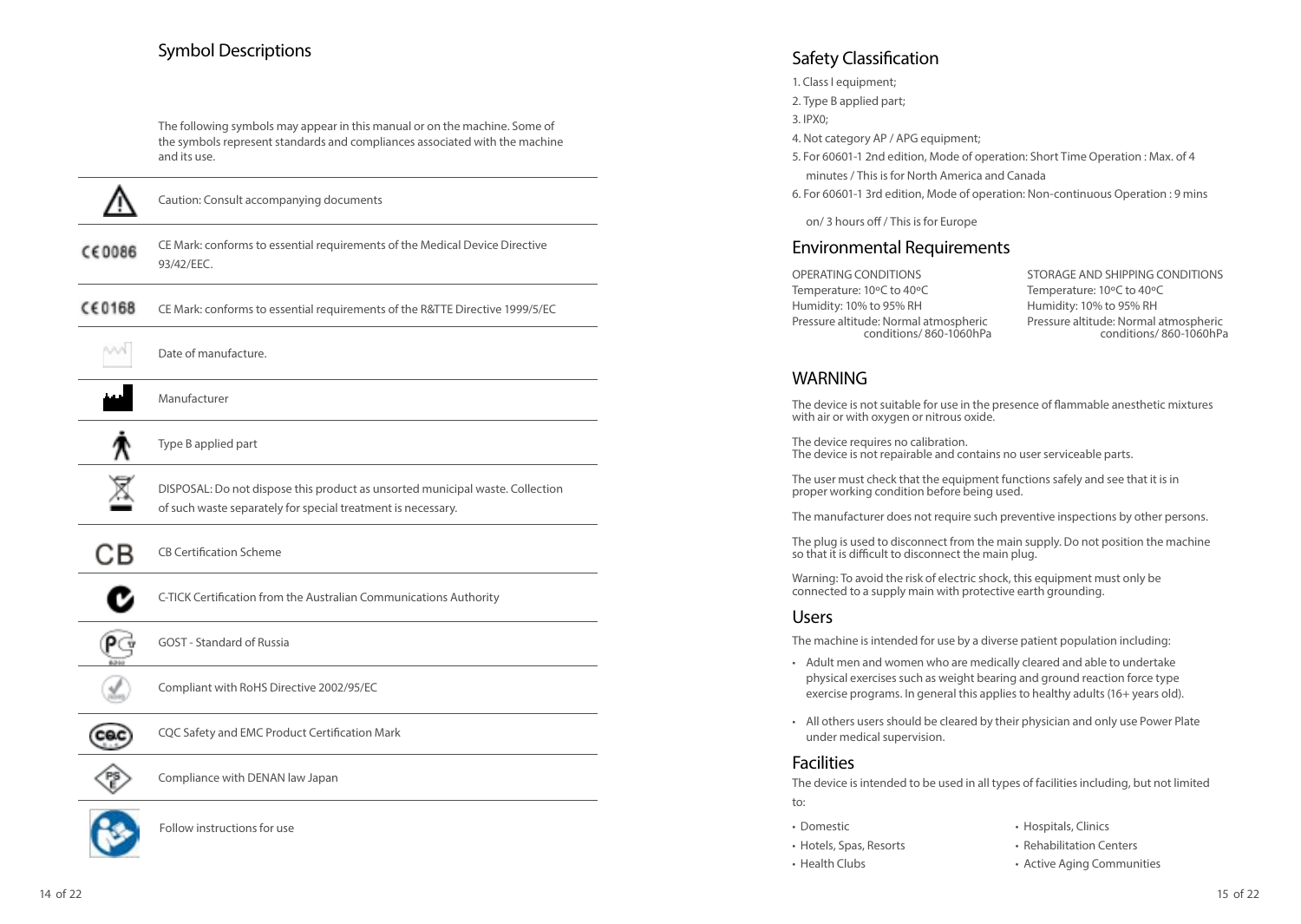## Symbol Descriptions

The following symbols may appear in this manual or on the machine. Some of the symbols represent standards and compliances associated with the machine and its use.

| Symbol | Description |
|---|---|
| ⚠ | Caution: Consult accompanying documents |
| CE 0086 | CE Mark: conforms to essential requirements of the Medical Device Directive 93/42/EEC. |
| CE 0168 | CE Mark: conforms to essential requirements of the R&TTE Directive 1999/5/EC |
| | Date of manufacture. |
| | Manufacturer |
| | Type B applied part |
| | DISPOSAL: Do not dispose this product as unsorted municipal waste. Collection of such waste separately for special treatment is necessary. |
| CB | CB Certification Scheme |
| | C-TICK Certification from the Australian Communications Authority |
| | GOST - Standard of Russia |
| | Compliant with RoHS Directive 2002/95/EC |
| CQC | CQC Safety and EMC Product Certification Mark |
| PSE | Compliance with DENAN law Japan |
| | Follow instructions for use |

## Safety Classification

1. Class I equipment;
2. Type B applied part;
3. IPX0;
4. Not category AP / APG equipment;
5. For 60601-1 2nd edition, Mode of operation: Short Time Operation : Max. of 4 minutes / This is for North America and Canada
6. For 60601-1 3rd edition, Mode of operation: Non-continuous Operation : 9 mins on/ 3 hours off / This is for Europe

## Environmental Requirements

OPERATING CONDITIONS
Temperature: 10ºC to 40ºC
Humidity: 10% to 95% RH
Pressure altitude: Normal atmospheric conditions/ 860-1060hPa

STORAGE AND SHIPPING CONDITIONS
Temperature: 10ºC to 40ºC
Humidity: 10% to 95% RH
Pressure altitude: Normal atmospheric conditions/ 860-1060hPa

## WARNING

The device is not suitable for use in the presence of flammable anesthetic mixtures with air or with oxygen or nitrous oxide.

The device requires no calibration.
The device is not repairable and contains no user serviceable parts.

The user must check that the equipment functions safely and see that it is in proper working condition before being used.

The manufacturer does not require such preventive inspections by other persons.

The plug is used to disconnect from the main supply. Do not position the machine so that it is difficult to disconnect the main plug.

Warning: To avoid the risk of electric shock, this equipment must only be connected to a supply main with protective earth grounding.

## Users

The machine is intended for use by a diverse patient population including:

- Adult men and women who are medically cleared and able to undertake physical exercises such as weight bearing and ground reaction force type exercise programs. In general this applies to healthy adults (16+ years old).
- All others users should be cleared by their physician and only use Power Plate under medical supervision.

## Facilities

The device is intended to be used in all types of facilities including, but not limited to:

- Domestic
- Hotels, Spas, Resorts
- Health Clubs
- Hospitals, Clinics
- Rehabilitation Centers
- Active Aging Communities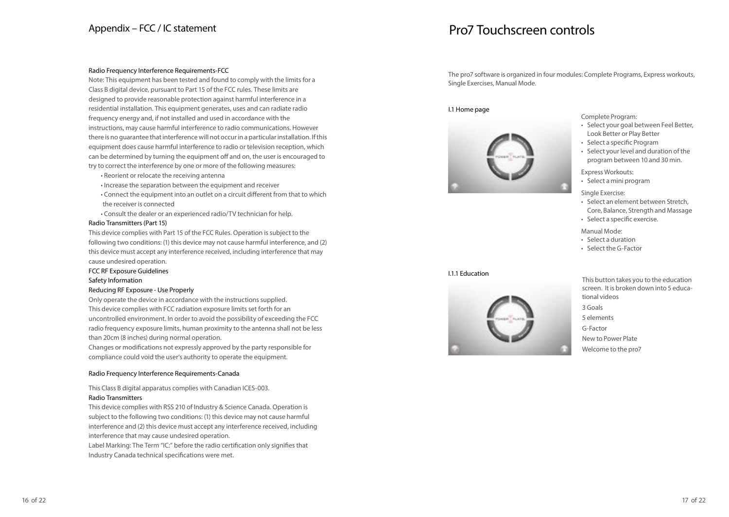## Appendix – FCC / IC statement

Radio Frequency Interference Requirements-FCC

Note: This equipment has been tested and found to comply with the limits for a Class B digital device, pursuant to Part 15 of the FCC rules. These limits are designed to provide reasonable protection against harmful interference in a residential installation. This equipment generates, uses and can radiate radio frequency energy and, if not installed and used in accordance with the instructions, may cause harmful interference to radio communications. However there is no guarantee that interference will not occur in a particular installation. If this equipment does cause harmful interference to radio or television reception, which can be determined by turning the equipment off and on, the user is encouraged to try to correct the interference by one or more of the following measures:

- Reorient or relocate the receiving antenna
- Increase the separation between the equipment and receiver
- Connect the equipment into an outlet on a circuit different from that to which the receiver is connected
- Consult the dealer or an experienced radio/TV technician for help.

Radio Transmitters (Part 15)

This device complies with Part 15 of the FCC Rules. Operation is subject to the following two conditions: (1) this device may not cause harmful interference, and (2) this device must accept any interference received, including interference that may cause undesired operation.

FCC RF Exposure Guidelines

Safety Information

Reducing RF Exposure - Use Properly

Only operate the device in accordance with the instructions supplied.

This device complies with FCC radiation exposure limits set forth for an uncontrolled environment. In order to avoid the possibility of exceeding the FCC radio frequency exposure limits, human proximity to the antenna shall not be less than 20cm (8 inches) during normal operation.

Changes or modifications not expressly approved by the party responsible for compliance could void the user's authority to operate the equipment.

Radio Frequency Interference Requirements-Canada

This Class B digital apparatus complies with Canadian ICES-003.

Radio Transmitters

This device complies with RSS 210 of Industry & Science Canada. Operation is subject to the following two conditions: (1) this device may not cause harmful interference and (2) this device must accept any interference received, including interference that may cause undesired operation.

Label Marking: The Term "IC:" before the radio certification only signifies that Industry Canada technical specifications were met.

# Pro7 Touchscreen controls

The pro7 software is organized in four modules: Complete Programs, Express workouts, Single Exercises, Manual Mode.

### I.1 Home page

Complete Program:

- Select your goal between Feel Better, Look Better or Play Better
- Select a specific Program
- Select your level and duration of the program between 10 and 30 min.

Express Workouts:

- Select a mini program

Single Exercise:

- Select an element between Stretch, Core, Balance, Strength and Massage
- Select a specific exercise.

Manual Mode:

- Select a duration
- Select the G-Factor

### I.1.1 Education

This button takes you to the education screen. It is broken down into 5 educational videos

3 Goals

5 elements

G-Factor

New to Power Plate

Welcome to the pro7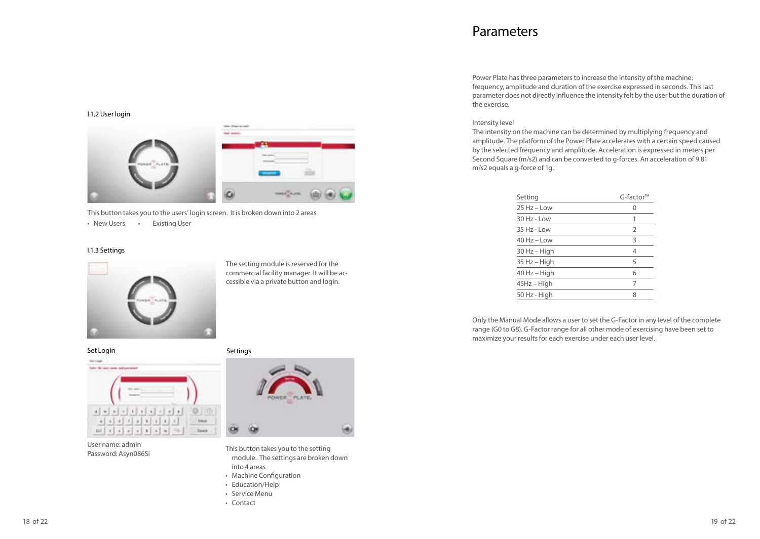### I.1.2 User login

This button takes you to the users' login screen. It is broken down into 2 areas

- New Users
- Existing User

### I.1.3 Settings

The setting module is reserved for the commercial facility manager. It will be accessible via a private button and login.

Set Login

User name: admin
Password: Asyn086Si

Settings

This button takes you to the setting module. The settings are broken down into 4 areas

- Machine Configuration
- Education/Help
- Service Menu
- Contact

# Parameters

Power Plate has three parameters to increase the intensity of the machine: frequency, amplitude and duration of the exercise expressed in seconds. This last parameter does not directly influence the intensity felt by the user but the duration of the exercise.

Intensity level
The intensity on the machine can be determined by multiplying frequency and amplitude. The platform of the Power Plate accelerates with a certain speed caused by the selected frequency and amplitude. Acceleration is expressed in meters per Second Square (m/s2) and can be converted to g-forces. An acceleration of 9.81 m/s2 equals a g-force of 1g.

| Setting | G-factor™ |
|---|---|
| 25 Hz – Low | 0 |
| 30 Hz - Low | 1 |
| 35 Hz - Low | 2 |
| 40 Hz – Low | 3 |
| 30 Hz – High | 4 |
| 35 Hz – High | 5 |
| 40 Hz – High | 6 |
| 45Hz – High | 7 |
| 50 Hz - High | 8 |

Only the Manual Mode allows a user to set the G-Factor in any level of the complete range (G0 to G8). G-Factor range for all other mode of exercising have been set to maximize your results for each exercise under each user level.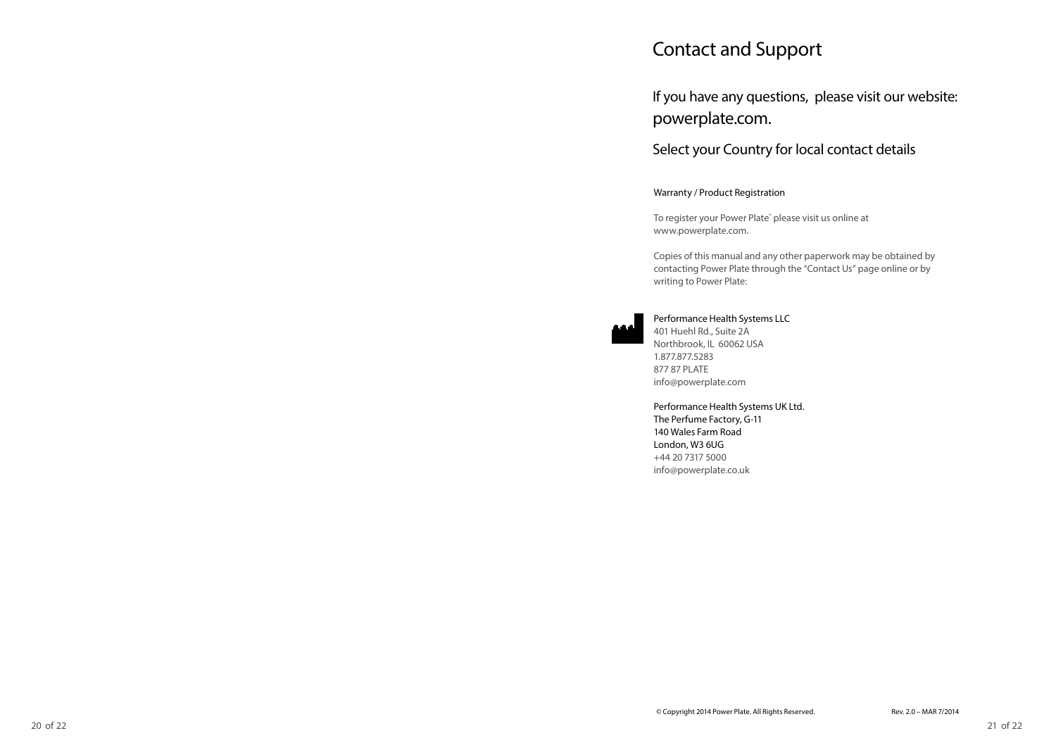# Contact and Support

If you have any questions, please visit our website: powerplate.com.

Select your Country for local contact details

Warranty / Product Registration

To register your Power Plate® please visit us online at www.powerplate.com.

Copies of this manual and any other paperwork may be obtained by contacting Power Plate through the "Contact Us" page online or by writing to Power Plate:

Performance Health Systems LLC
401 Huehl Rd., Suite 2A
Northbrook, IL 60062 USA
1.877.877.5283
877 87 PLATE
info@powerplate.com

Performance Health Systems UK Ltd.
The Perfume Factory, G-11
140 Wales Farm Road
London, W3 6UG
+44 20 7317 5000
info@powerplate.co.uk

© Copyright 2014 Power Plate. All Rights Reserved. Rev. 2.0 – MAR 7/2014